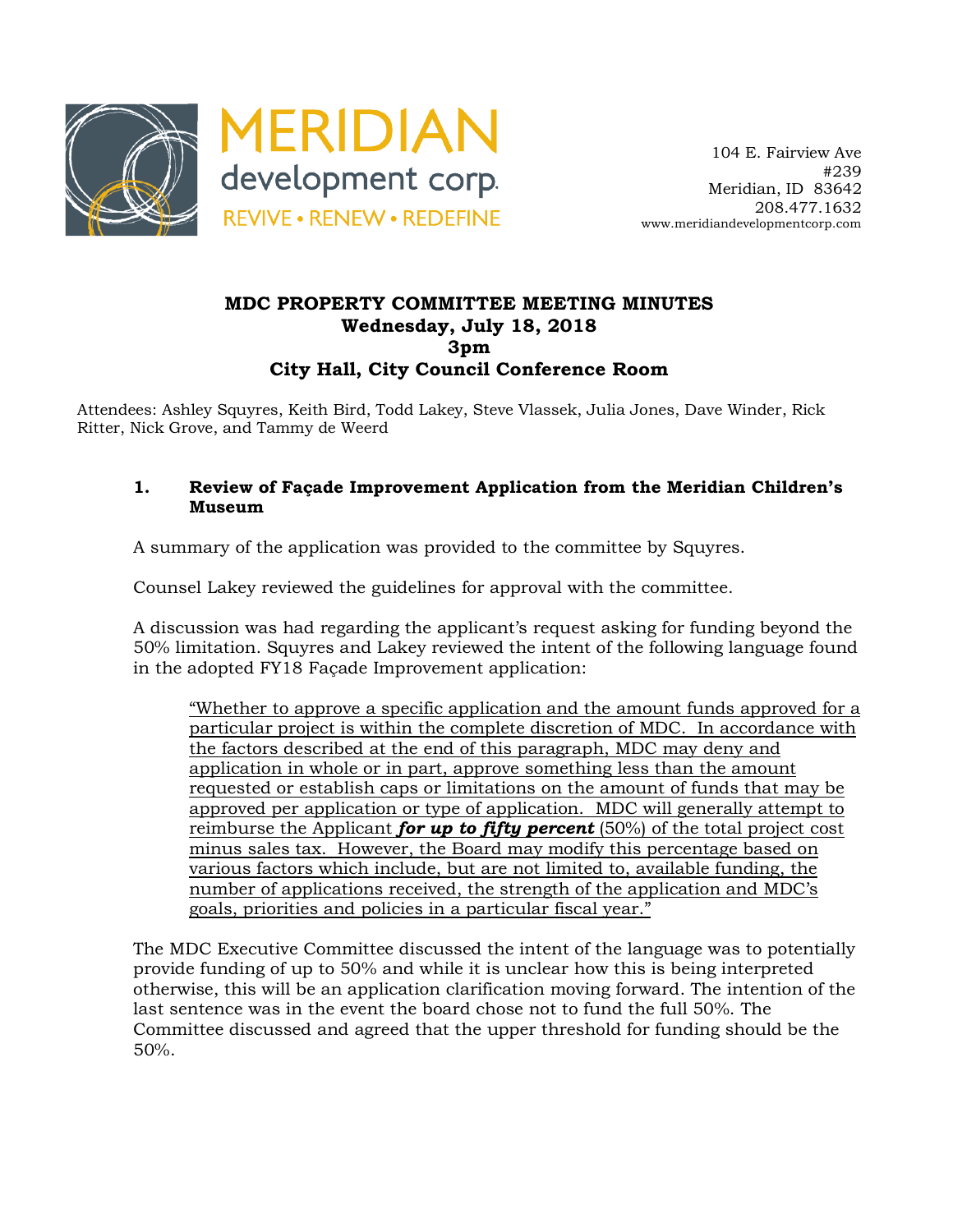MERIDIAN development corp.
REVIVE • RENEW • REDEFINE

104 E. Fairview Ave
#239
Meridian, ID 83642
208.477.1632
www.meridiandevelopmentcorp.com

# MDC PROPERTY COMMITTEE MEETING MINUTES
**Wednesday, July 18, 2018**
**3pm**
**City Hall, City Council Conference Room**

Attendees: Ashley Squyres, Keith Bird, Todd Lakey, Steve Vlassek, Julia Jones, Dave Winder, Rick Ritter, Nick Grove, and Tammy de Weerd

## 1. Review of Façade Improvement Application from the Meridian Children's Museum

A summary of the application was provided to the committee by Squyres.

Counsel Lakey reviewed the guidelines for approval with the committee.

A discussion was had regarding the applicant's request asking for funding beyond the 50% limitation. Squyres and Lakey reviewed the intent of the following language found in the adopted FY18 Façade Improvement application:

> "Whether to approve a specific application and the amount funds approved for a particular project is within the complete discretion of MDC. In accordance with the factors described at the end of this paragraph, MDC may deny and application in whole or in part, approve something less than the amount requested or establish caps or limitations on the amount of funds that may be approved per application or type of application. MDC will generally attempt to reimburse the Applicant ***for up to fifty percent*** (50%) of the total project cost minus sales tax. However, the Board may modify this percentage based on various factors which include, but are not limited to, available funding, the number of applications received, the strength of the application and MDC's goals, priorities and policies in a particular fiscal year."

The MDC Executive Committee discussed the intent of the language was to potentially provide funding of up to 50% and while it is unclear how this is being interpreted otherwise, this will be an application clarification moving forward. The intention of the last sentence was in the event the board chose not to fund the full 50%. The Committee discussed and agreed that the upper threshold for funding should be the 50%.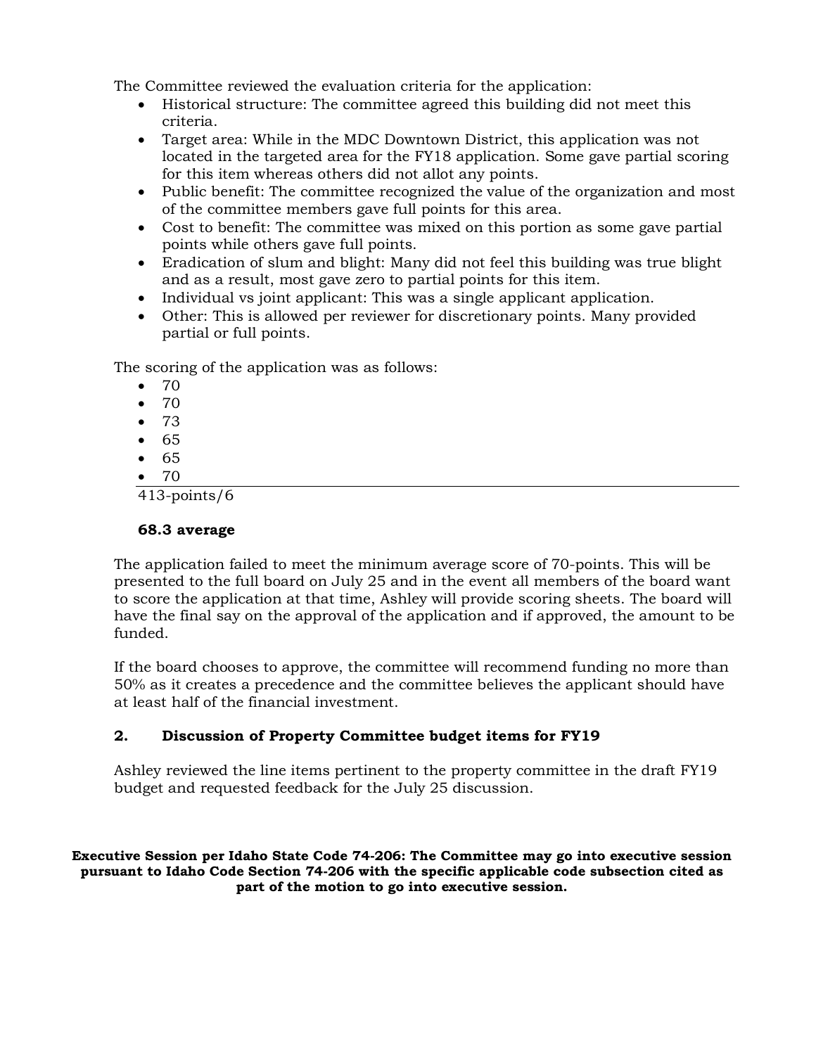The Committee reviewed the evaluation criteria for the application:

- Historical structure: The committee agreed this building did not meet this criteria.
- Target area: While in the MDC Downtown District, this application was not located in the targeted area for the FY18 application. Some gave partial scoring for this item whereas others did not allot any points.
- Public benefit: The committee recognized the value of the organization and most of the committee members gave full points for this area.
- Cost to benefit: The committee was mixed on this portion as some gave partial points while others gave full points.
- Eradication of slum and blight: Many did not feel this building was true blight and as a result, most gave zero to partial points for this item.
- Individual vs joint applicant: This was a single applicant application.
- Other: This is allowed per reviewer for discretionary points. Many provided partial or full points.

The scoring of the application was as follows:

- 70
- 70
- 73
- 65
- 65
- 70

413-points/6

**68.3 average**

The application failed to meet the minimum average score of 70-points. This will be presented to the full board on July 25 and in the event all members of the board want to score the application at that time, Ashley will provide scoring sheets. The board will have the final say on the approval of the application and if approved, the amount to be funded.

If the board chooses to approve, the committee will recommend funding no more than 50% as it creates a precedence and the committee believes the applicant should have at least half of the financial investment.

## 2. Discussion of Property Committee budget items for FY19

Ashley reviewed the line items pertinent to the property committee in the draft FY19 budget and requested feedback for the July 25 discussion.

**Executive Session per Idaho State Code 74-206: The Committee may go into executive session pursuant to Idaho Code Section 74-206 with the specific applicable code subsection cited as part of the motion to go into executive session.**